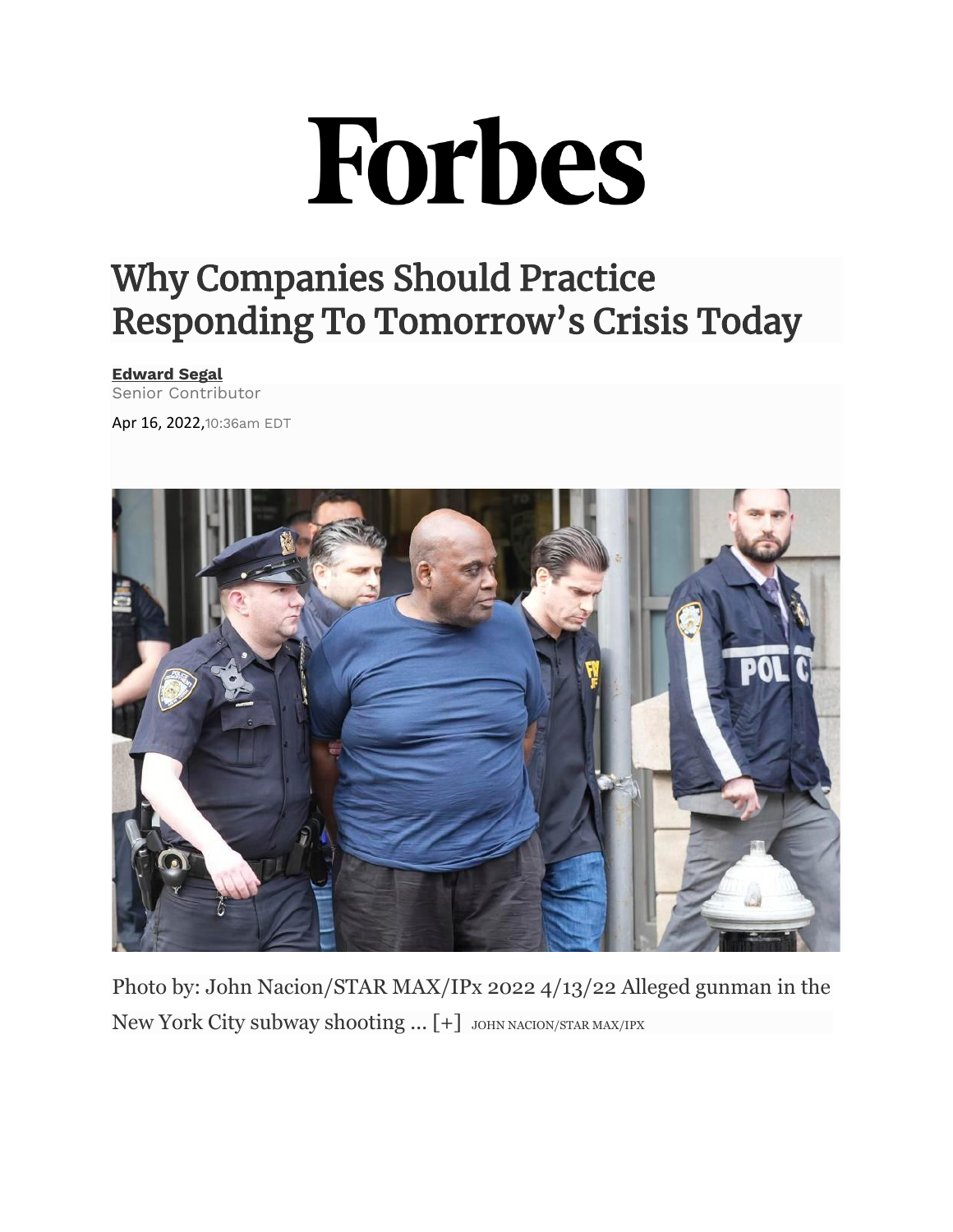# Forbes

# Why Companies Should Practice Responding To Tomorrow's Crisis Today

**Edward Segal**
Senior Contributor

Apr 16, 2022, 10:36am EDT

Photo by: John Nacion/STAR MAX/IPx 2022 4/13/22 Alleged gunman in the New York City subway shooting ... [+] JOHN NACION/STAR MAX/IPX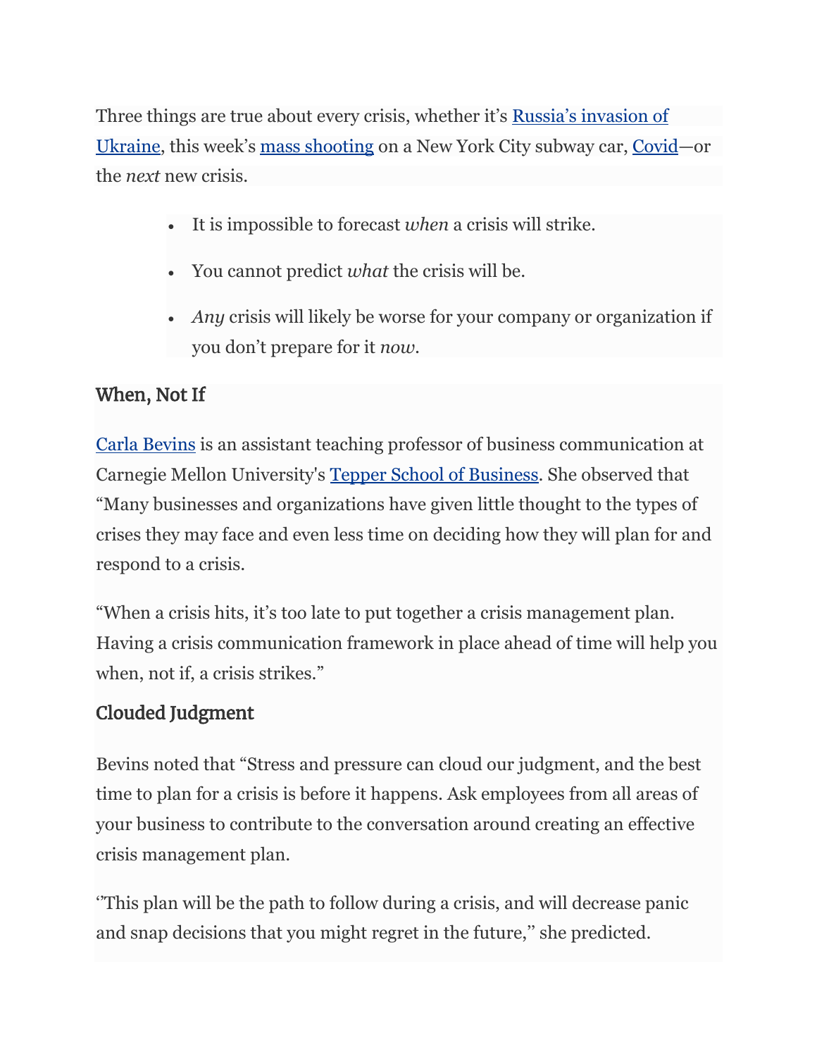Three things are true about every crisis, whether it's Russia's invasion of Ukraine, this week's mass shooting on a New York City subway car, Covid—or the *next* new crisis.

- It is impossible to forecast *when* a crisis will strike.
- You cannot predict *what* the crisis will be.
- *Any* crisis will likely be worse for your company or organization if you don't prepare for it *now*.

### When, Not If

Carla Bevins is an assistant teaching professor of business communication at Carnegie Mellon University's Tepper School of Business. She observed that "Many businesses and organizations have given little thought to the types of crises they may face and even less time on deciding how they will plan for and respond to a crisis.

"When a crisis hits, it's too late to put together a crisis management plan. Having a crisis communication framework in place ahead of time will help you when, not if, a crisis strikes."

### Clouded Judgment

Bevins noted that "Stress and pressure can cloud our judgment, and the best time to plan for a crisis is before it happens. Ask employees from all areas of your business to contribute to the conversation around creating an effective crisis management plan.

"This plan will be the path to follow during a crisis, and will decrease panic and snap decisions that you might regret in the future," she predicted.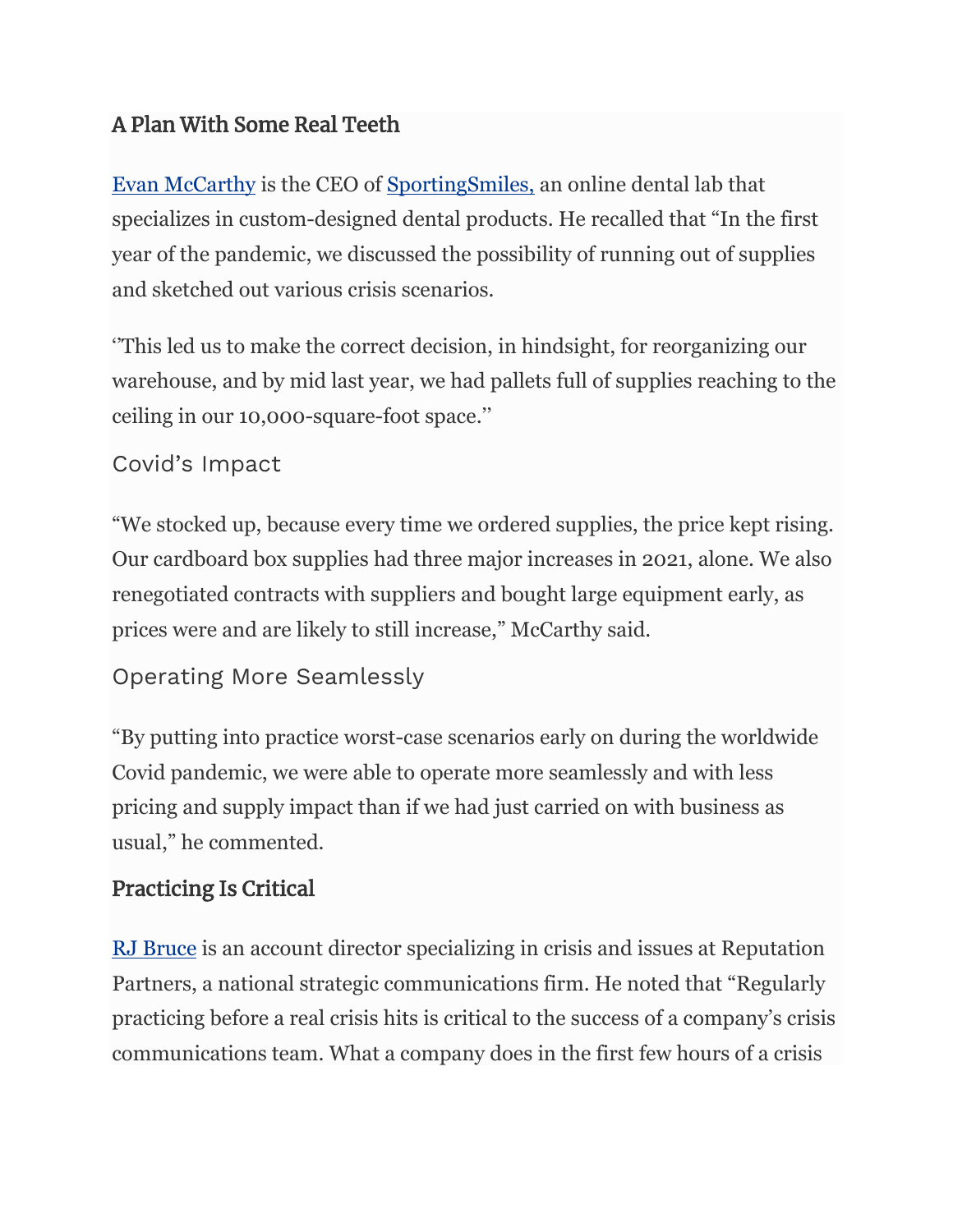## A Plan With Some Real Teeth

[Evan McCarthy](#) is the CEO of [SportingSmiles,](#) an online dental lab that specializes in custom-designed dental products. He recalled that "In the first year of the pandemic, we discussed the possibility of running out of supplies and sketched out various crisis scenarios.

''This led us to make the correct decision, in hindsight, for reorganizing our warehouse, and by mid last year, we had pallets full of supplies reaching to the ceiling in our 10,000-square-foot space.''

### Covid's Impact

"We stocked up, because every time we ordered supplies, the price kept rising. Our cardboard box supplies had three major increases in 2021, alone. We also renegotiated contracts with suppliers and bought large equipment early, as prices were and are likely to still increase," McCarthy said.

### Operating More Seamlessly

"By putting into practice worst-case scenarios early on during the worldwide Covid pandemic, we were able to operate more seamlessly and with less pricing and supply impact than if we had just carried on with business as usual," he commented.

## Practicing Is Critical

[RJ Bruce](#) is an account director specializing in crisis and issues at Reputation Partners, a national strategic communications firm. He noted that "Regularly practicing before a real crisis hits is critical to the success of a company's crisis communications team. What a company does in the first few hours of a crisis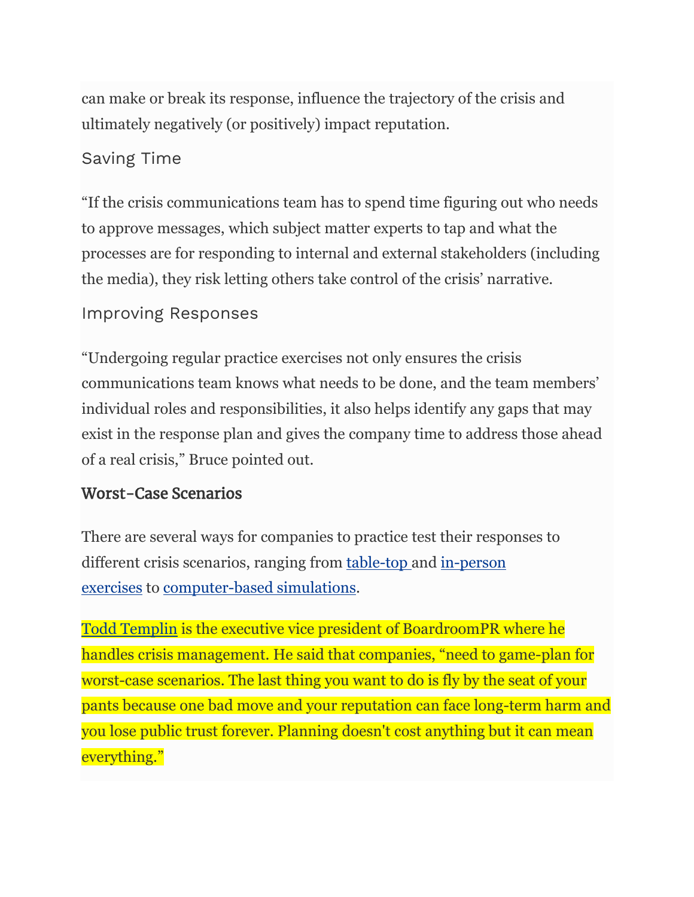can make or break its response, influence the trajectory of the crisis and ultimately negatively (or positively) impact reputation.

### Saving Time

"If the crisis communications team has to spend time figuring out who needs to approve messages, which subject matter experts to tap and what the processes are for responding to internal and external stakeholders (including the media), they risk letting others take control of the crisis' narrative.

### Improving Responses

"Undergoing regular practice exercises not only ensures the crisis communications team knows what needs to be done, and the team members' individual roles and responsibilities, it also helps identify any gaps that may exist in the response plan and gives the company time to address those ahead of a real crisis," Bruce pointed out.

## Worst-Case Scenarios

There are several ways for companies to practice test their responses to different crisis scenarios, ranging from table-top and in-person exercises to computer-based simulations.

Todd Templin is the executive vice president of BoardroomPR where he handles crisis management. He said that companies, "need to game-plan for worst-case scenarios. The last thing you want to do is fly by the seat of your pants because one bad move and your reputation can face long-term harm and you lose public trust forever. Planning doesn't cost anything but it can mean everything."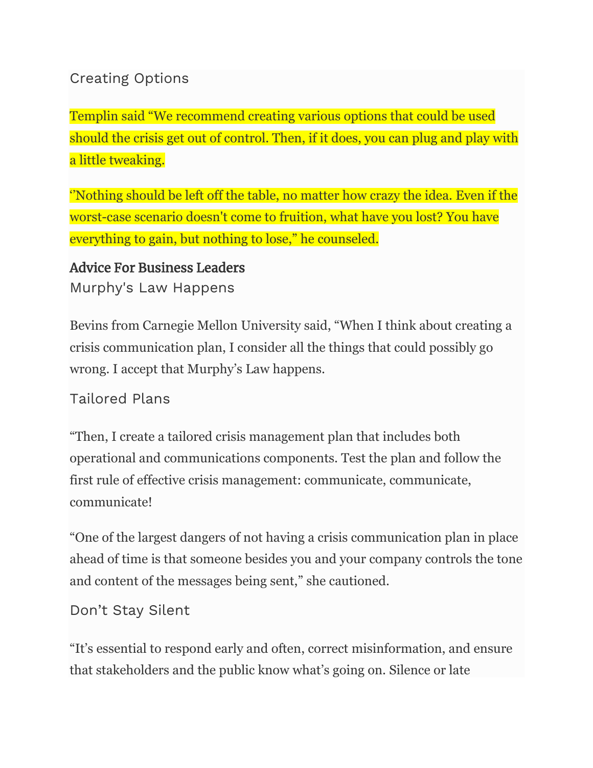### Creating Options

Templin said “We recommend creating various options that could be used should the crisis get out of control. Then, if it does, you can plug and play with a little tweaking.

‘’Nothing should be left off the table, no matter how crazy the idea. Even if the worst-case scenario doesn't come to fruition, what have you lost? You have everything to gain, but nothing to lose,” he counseled.

## Advice For Business Leaders

### Murphy's Law Happens

Bevins from Carnegie Mellon University said, “When I think about creating a crisis communication plan, I consider all the things that could possibly go wrong. I accept that Murphy’s Law happens.

### Tailored Plans

“Then, I create a tailored crisis management plan that includes both operational and communications components. Test the plan and follow the first rule of effective crisis management: communicate, communicate, communicate!

“One of the largest dangers of not having a crisis communication plan in place ahead of time is that someone besides you and your company controls the tone and content of the messages being sent,” she cautioned.

### Don’t Stay Silent

“It’s essential to respond early and often, correct misinformation, and ensure that stakeholders and the public know what’s going on. Silence or late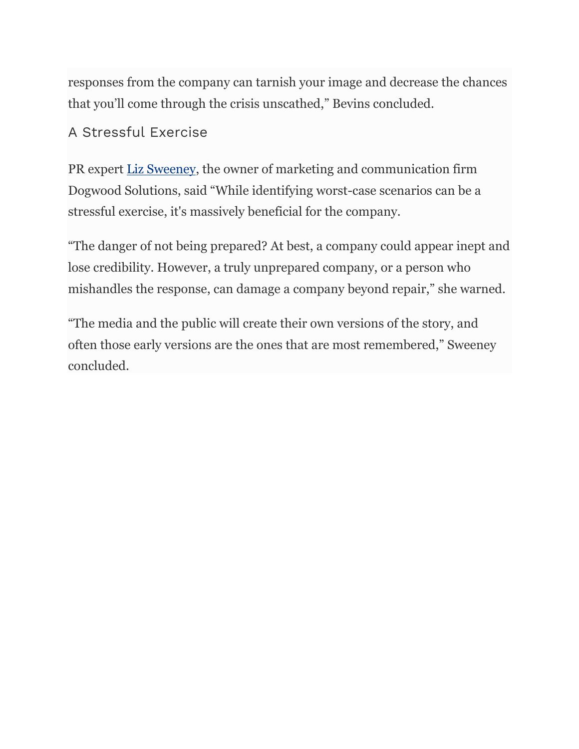responses from the company can tarnish your image and decrease the chances that you'll come through the crisis unscathed," Bevins concluded.

## A Stressful Exercise

PR expert Liz Sweeney, the owner of marketing and communication firm Dogwood Solutions, said "While identifying worst-case scenarios can be a stressful exercise, it's massively beneficial for the company.

"The danger of not being prepared? At best, a company could appear inept and lose credibility. However, a truly unprepared company, or a person who mishandles the response, can damage a company beyond repair," she warned.

"The media and the public will create their own versions of the story, and often those early versions are the ones that are most remembered," Sweeney concluded.